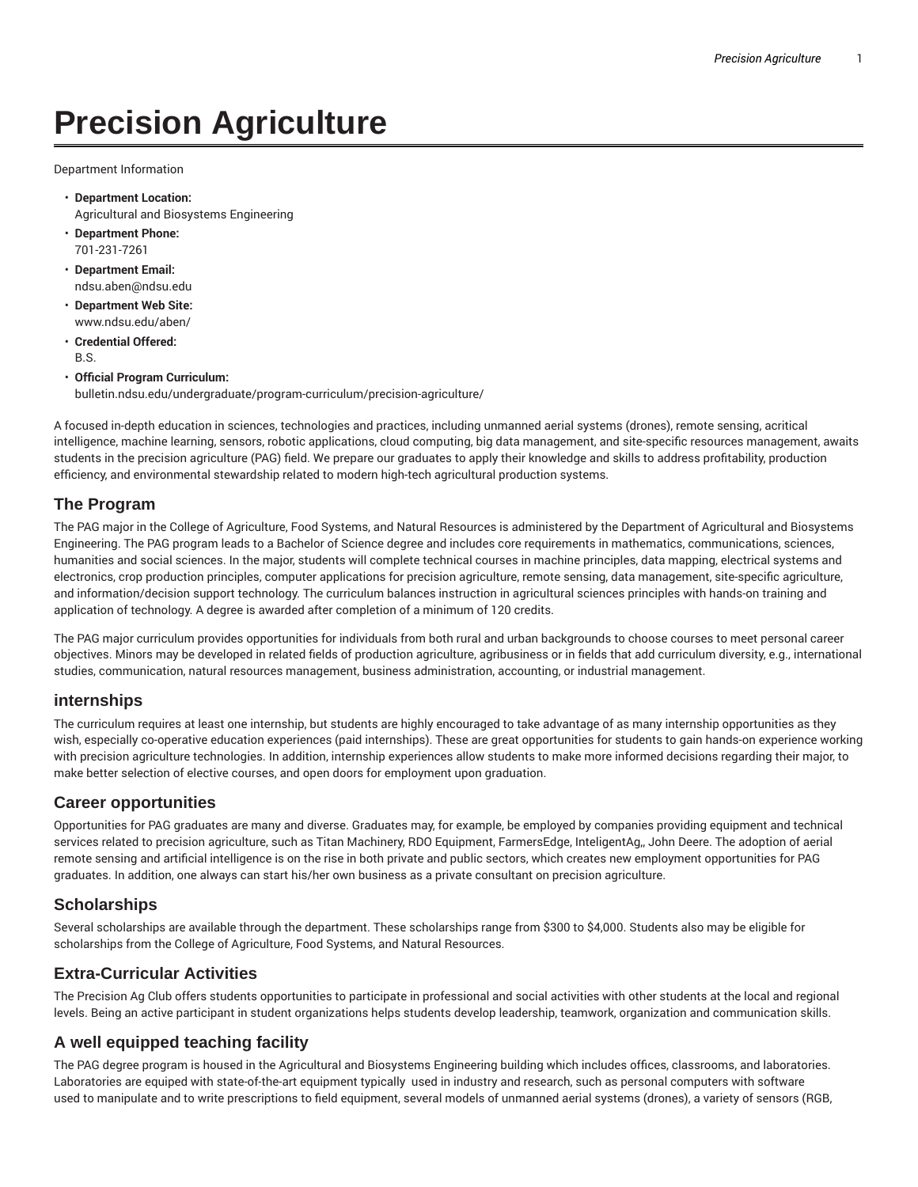# Precision Agriculture

Department Information

- **Department Location:**
  Agricultural and Biosystems Engineering
- **Department Phone:**
  701-231-7261
- **Department Email:**
  ndsu.aben@ndsu.edu
- **Department Web Site:**
  www.ndsu.edu/aben/
- **Credential Offered:**
  B.S.
- **Official Program Curriculum:**
  bulletin.ndsu.edu/undergraduate/program-curriculum/precision-agriculture/

A focused in-depth education in sciences, technologies and practices, including unmanned aerial systems (drones), remote sensing, acritical intelligence, machine learning, sensors, robotic applications, cloud computing, big data management, and site-specific resources management, awaits students in the precision agriculture (PAG) field. We prepare our graduates to apply their knowledge and skills to address profitability, production efficiency, and environmental stewardship related to modern high-tech agricultural production systems.

## The Program

The PAG major in the College of Agriculture, Food Systems, and Natural Resources is administered by the Department of Agricultural and Biosystems Engineering. The PAG program leads to a Bachelor of Science degree and includes core requirements in mathematics, communications, sciences, humanities and social sciences. In the major, students will complete technical courses in machine principles, data mapping, electrical systems and electronics, crop production principles, computer applications for precision agriculture, remote sensing, data management, site-specific agriculture, and information/decision support technology. The curriculum balances instruction in agricultural sciences principles with hands-on training and application of technology. A degree is awarded after completion of a minimum of 120 credits.

The PAG major curriculum provides opportunities for individuals from both rural and urban backgrounds to choose courses to meet personal career objectives. Minors may be developed in related fields of production agriculture, agribusiness or in fields that add curriculum diversity, e.g., international studies, communication, natural resources management, business administration, accounting, or industrial management.

## internships

The curriculum requires at least one internship, but students are highly encouraged to take advantage of as many internship opportunities as they wish, especially co-operative education experiences (paid internships). These are great opportunities for students to gain hands-on experience working with precision agriculture technologies. In addition, internship experiences allow students to make more informed decisions regarding their major, to make better selection of elective courses, and open doors for employment upon graduation.

## Career opportunities

Opportunities for PAG graduates are many and diverse. Graduates may, for example, be employed by companies providing equipment and technical services related to precision agriculture, such as Titan Machinery, RDO Equipment, FarmersEdge, InteligentAg,, John Deere. The adoption of aerial remote sensing and artificial intelligence is on the rise in both private and public sectors, which creates new employment opportunities for PAG graduates. In addition, one always can start his/her own business as a private consultant on precision agriculture.

## Scholarships

Several scholarships are available through the department. These scholarships range from $300 to $4,000. Students also may be eligible for scholarships from the College of Agriculture, Food Systems, and Natural Resources.

## Extra-Curricular Activities

The Precision Ag Club offers students opportunities to participate in professional and social activities with other students at the local and regional levels. Being an active participant in student organizations helps students develop leadership, teamwork, organization and communication skills.

## A well equipped teaching facility

The PAG degree program is housed in the Agricultural and Biosystems Engineering building which includes offices, classrooms, and laboratories. Laboratories are equiped with state-of-the-art equipment typically used in industry and research, such as personal computers with software used to manipulate and to write prescriptions to field equipment, several models of unmanned aerial systems (drones), a variety of sensors (RGB,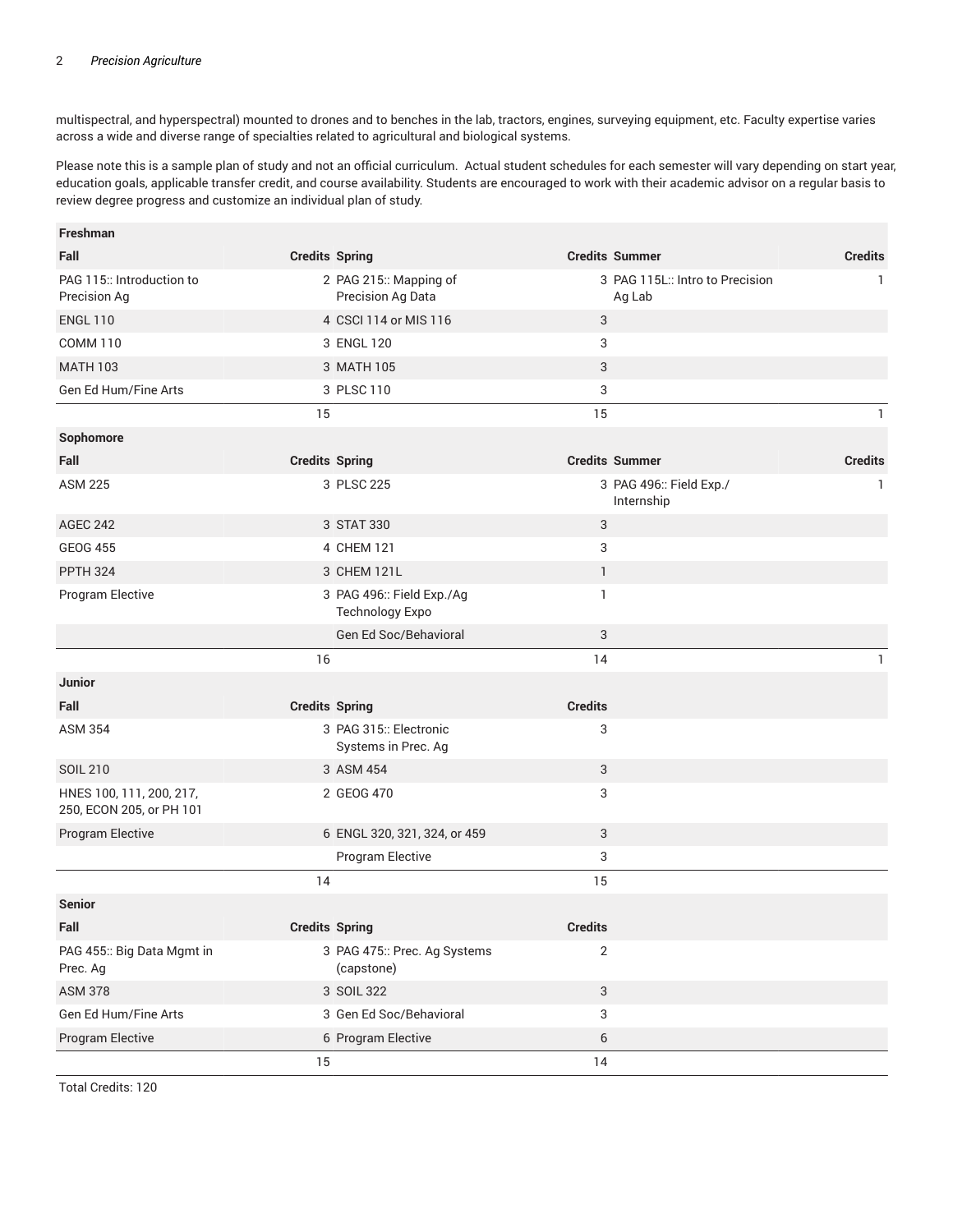multispectral, and hyperspectral) mounted to drones and to benches in the lab, tractors, engines, surveying equipment, etc. Faculty expertise varies across a wide and diverse range of specialties related to agricultural and biological systems.

Please note this is a sample plan of study and not an official curriculum. Actual student schedules for each semester will vary depending on start year, education goals, applicable transfer credit, and course availability. Students are encouraged to work with their academic advisor on a regular basis to review degree progress and customize an individual plan of study.

| | | | | | |
|---|---|---|---|---|---|
| **Freshman** | | | | | |
| **Fall** | **Credits** | **Spring** | **Credits** | **Summer** | **Credits** |
| PAG 115:: Introduction to Precision Ag | 2 | PAG 215:: Mapping of Precision Ag Data | 3 | PAG 115L:: Intro to Precision Ag Lab | 1 |
| ENGL 110 | 4 | CSCI 114 or MIS 116 | 3 | | |
| COMM 110 | 3 | ENGL 120 | 3 | | |
| MATH 103 | 3 | MATH 105 | 3 | | |
| Gen Ed Hum/Fine Arts | 3 | PLSC 110 | 3 | | |
| | 15 | | 15 | | 1 |
| **Sophomore** | | | | | |
| **Fall** | **Credits** | **Spring** | **Credits** | **Summer** | **Credits** |
| ASM 225 | 3 | PLSC 225 | 3 | PAG 496:: Field Exp./ Internship | 1 |
| AGEC 242 | 3 | STAT 330 | 3 | | |
| GEOG 455 | 4 | CHEM 121 | 3 | | |
| PPTH 324 | 3 | CHEM 121L | 1 | | |
| Program Elective | 3 | PAG 496:: Field Exp./Ag Technology Expo | 1 | | |
| | | Gen Ed Soc/Behavioral | 3 | | |
| | 16 | | 14 | | 1 |
| **Junior** | | | | | |
| **Fall** | **Credits** | **Spring** | **Credits** | | |
| ASM 354 | 3 | PAG 315:: Electronic Systems in Prec. Ag | 3 | | |
| SOIL 210 | 3 | ASM 454 | 3 | | |
| HNES 100, 111, 200, 217, 250, ECON 205, or PH 101 | 2 | GEOG 470 | 3 | | |
| Program Elective | 6 | ENGL 320, 321, 324, or 459 | 3 | | |
| | | Program Elective | 3 | | |
| | 14 | | 15 | | |
| **Senior** | | | | | |
| **Fall** | **Credits** | **Spring** | **Credits** | | |
| PAG 455:: Big Data Mgmt in Prec. Ag | 3 | PAG 475:: Prec. Ag Systems (capstone) | 2 | | |
| ASM 378 | 3 | SOIL 322 | 3 | | |
| Gen Ed Hum/Fine Arts | 3 | Gen Ed Soc/Behavioral | 3 | | |
| Program Elective | 6 | Program Elective | 6 | | |
| | 15 | | 14 | | |

Total Credits: 120